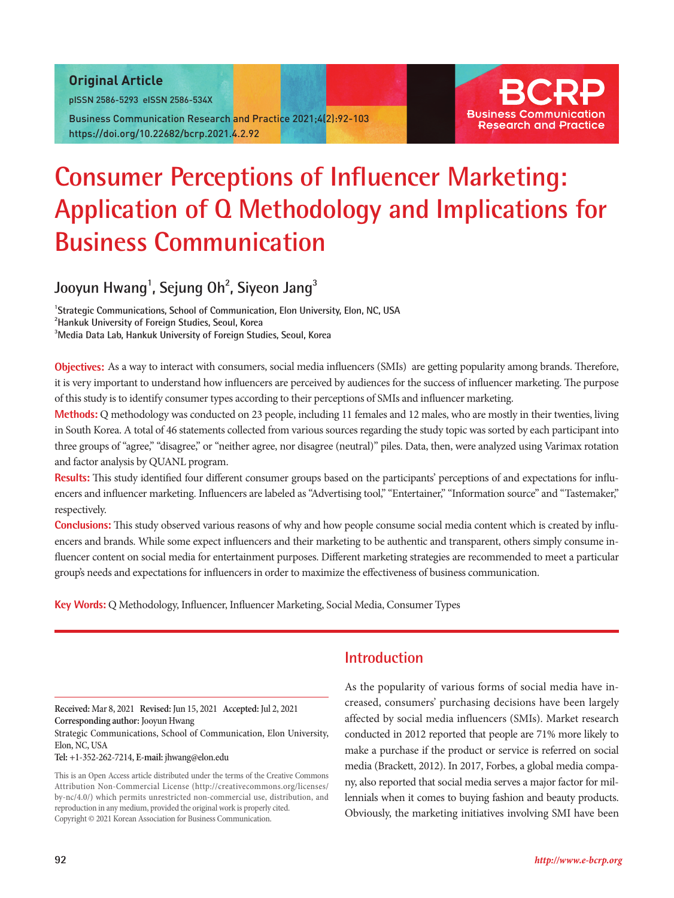Original Article

pISSN 2586-5293 eISSN 2586-534X

# Consumer Perceptions of Influencer Marketing: Application of Q Methodology and Implications for Business Communication

**Jooyun Hwang[1], Sejung Oh[2], Siyeon Jang[3]**

[1]Strategic Communications, School of Communication, Elon University, Elon, NC, USA
[2]Hankuk University of Foreign Studies, Seoul, Korea
[3]Media Data Lab, Hankuk University of Foreign Studies, Seoul, Korea

**Objectives:** As a way to interact with consumers, social media influencers (SMIs) are getting popularity among brands. Therefore, it is very important to understand how influencers are perceived by audiences for the success of influencer marketing. The purpose of this study is to identify consumer types according to their perceptions of SMIs and influencer marketing.

**Methods:** Q methodology was conducted on 23 people, including 11 females and 12 males, who are mostly in their twenties, living in South Korea. A total of 46 statements collected from various sources regarding the study topic was sorted by each participant into three groups of "agree," "disagree," or "neither agree, nor disagree (neutral)" piles. Data, then, were analyzed using Varimax rotation and factor analysis by QUANL program.

**Results:** This study identified four different consumer groups based on the participants' perceptions of and expectations for influencers and influencer marketing. Influencers are labeled as "Advertising tool," "Entertainer," "Information source" and "Tastemaker," respectively.

**Conclusions:** This study observed various reasons of why and how people consume social media content which is created by influencers and brands. While some expect influencers and their marketing to be authentic and transparent, others simply consume influencer content on social media for entertainment purposes. Different marketing strategies are recommended to meet a particular group's needs and expectations for influencers in order to maximize the effectiveness of business communication.

**Key Words:** Q Methodology, Influencer, Influencer Marketing, Social Media, Consumer Types

## Introduction

As the popularity of various forms of social media have increased, consumers' purchasing decisions have been largely affected by social media influencers (SMIs). Market research conducted in 2012 reported that people are 71% more likely to make a purchase if the product or service is referred on social media (Brackett, 2012). In 2017, Forbes, a global media company, also reported that social media serves a major factor for millennials when it comes to buying fashion and beauty products. Obviously, the marketing initiatives involving SMI have been

**Received:** Mar 8, 2021 **Revised:** Jun 15, 2021 **Accepted:** Jul 2, 2021
**Corresponding author:** Jooyun Hwang
Strategic Communications, School of Communication, Elon University, Elon, NC, USA
**Tel:** +1-352-262-7214, **E-mail:** jhwang@elon.edu

This is an Open Access article distributed under the terms of the Creative Commons Attribution Non-Commercial License (http://creativecommons.org/licenses/by-nc/4.0/) which permits unrestricted non-commercial use, distribution, and reproduction in any medium, provided the original work is properly cited.
Copyright © 2021 Korean Association for Business Communication.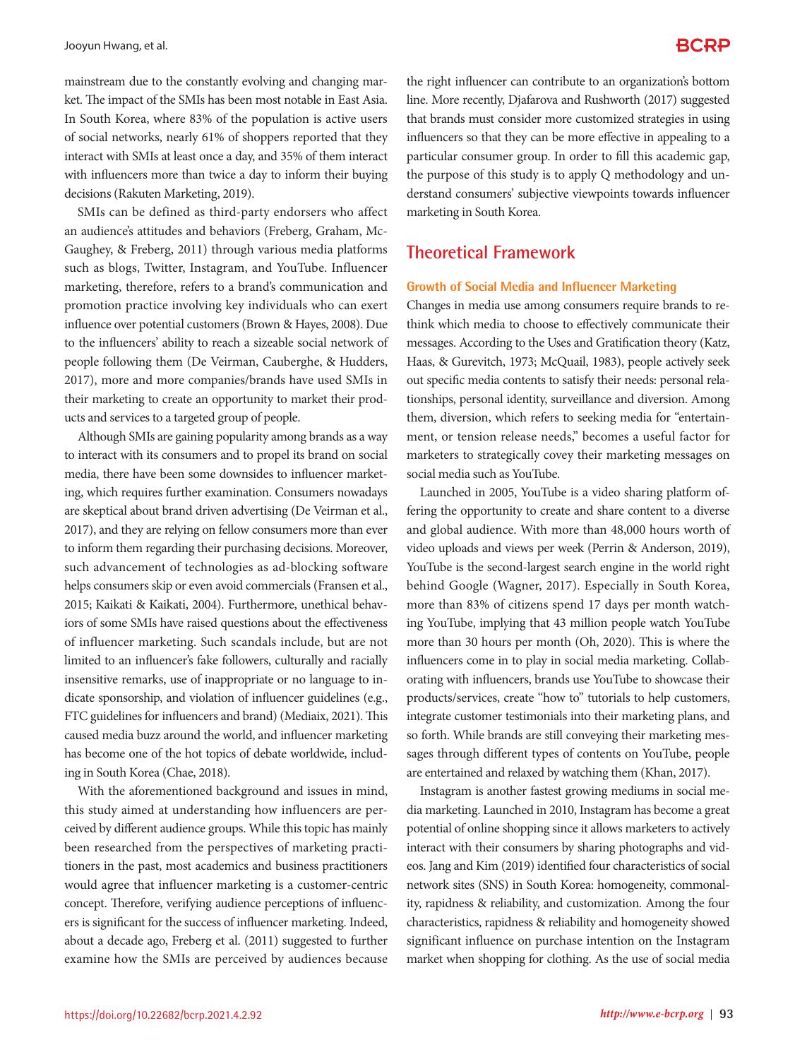mainstream due to the constantly evolving and changing market. The impact of the SMIs has been most notable in East Asia. In South Korea, where 83% of the population is active users of social networks, nearly 61% of shoppers reported that they interact with SMIs at least once a day, and 35% of them interact with influencers more than twice a day to inform their buying decisions (Rakuten Marketing, 2019).

SMIs can be defined as third-party endorsers who affect an audience's attitudes and behaviors (Freberg, Graham, McGaughey, & Freberg, 2011) through various media platforms such as blogs, Twitter, Instagram, and YouTube. Influencer marketing, therefore, refers to a brand's communication and promotion practice involving key individuals who can exert influence over potential customers (Brown & Hayes, 2008). Due to the influencers' ability to reach a sizeable social network of people following them (De Veirman, Cauberghe, & Hudders, 2017), more and more companies/brands have used SMIs in their marketing to create an opportunity to market their products and services to a targeted group of people.

Although SMIs are gaining popularity among brands as a way to interact with its consumers and to propel its brand on social media, there have been some downsides to influencer marketing, which requires further examination. Consumers nowadays are skeptical about brand driven advertising (De Veirman et al., 2017), and they are relying on fellow consumers more than ever to inform them regarding their purchasing decisions. Moreover, such advancement of technologies as ad-blocking software helps consumers skip or even avoid commercials (Fransen et al., 2015; Kaikati & Kaikati, 2004). Furthermore, unethical behaviors of some SMIs have raised questions about the effectiveness of influencer marketing. Such scandals include, but are not limited to an influencer's fake followers, culturally and racially insensitive remarks, use of inappropriate or no language to indicate sponsorship, and violation of influencer guidelines (e.g., FTC guidelines for influencers and brand) (Mediaix, 2021). This caused media buzz around the world, and influencer marketing has become one of the hot topics of debate worldwide, including in South Korea (Chae, 2018).

With the aforementioned background and issues in mind, this study aimed at understanding how influencers are perceived by different audience groups. While this topic has mainly been researched from the perspectives of marketing practitioners in the past, most academics and business practitioners would agree that influencer marketing is a customer-centric concept. Therefore, verifying audience perceptions of influencers is significant for the success of influencer marketing. Indeed, about a decade ago, Freberg et al. (2011) suggested to further examine how the SMIs are perceived by audiences because the right influencer can contribute to an organization's bottom line. More recently, Djafarova and Rushworth (2017) suggested that brands must consider more customized strategies in using influencers so that they can be more effective in appealing to a particular consumer group. In order to fill this academic gap, the purpose of this study is to apply Q methodology and understand consumers' subjective viewpoints towards influencer marketing in South Korea.

## Theoretical Framework

### Growth of Social Media and Influencer Marketing

Changes in media use among consumers require brands to rethink which media to choose to effectively communicate their messages. According to the Uses and Gratification theory (Katz, Haas, & Gurevitch, 1973; McQuail, 1983), people actively seek out specific media contents to satisfy their needs: personal relationships, personal identity, surveillance and diversion. Among them, diversion, which refers to seeking media for "entertainment, or tension release needs," becomes a useful factor for marketers to strategically covey their marketing messages on social media such as YouTube.

Launched in 2005, YouTube is a video sharing platform offering the opportunity to create and share content to a diverse and global audience. With more than 48,000 hours worth of video uploads and views per week (Perrin & Anderson, 2019), YouTube is the second-largest search engine in the world right behind Google (Wagner, 2017). Especially in South Korea, more than 83% of citizens spend 17 days per month watching YouTube, implying that 43 million people watch YouTube more than 30 hours per month (Oh, 2020). This is where the influencers come in to play in social media marketing. Collaborating with influencers, brands use YouTube to showcase their products/services, create "how to" tutorials to help customers, integrate customer testimonials into their marketing plans, and so forth. While brands are still conveying their marketing messages through different types of contents on YouTube, people are entertained and relaxed by watching them (Khan, 2017).

Instagram is another fastest growing mediums in social media marketing. Launched in 2010, Instagram has become a great potential of online shopping since it allows marketers to actively interact with their consumers by sharing photographs and videos. Jang and Kim (2019) identified four characteristics of social network sites (SNS) in South Korea: homogeneity, commonality, rapidness & reliability, and customization. Among the four characteristics, rapidness & reliability and homogeneity showed significant influence on purchase intention on the Instagram market when shopping for clothing. As the use of social media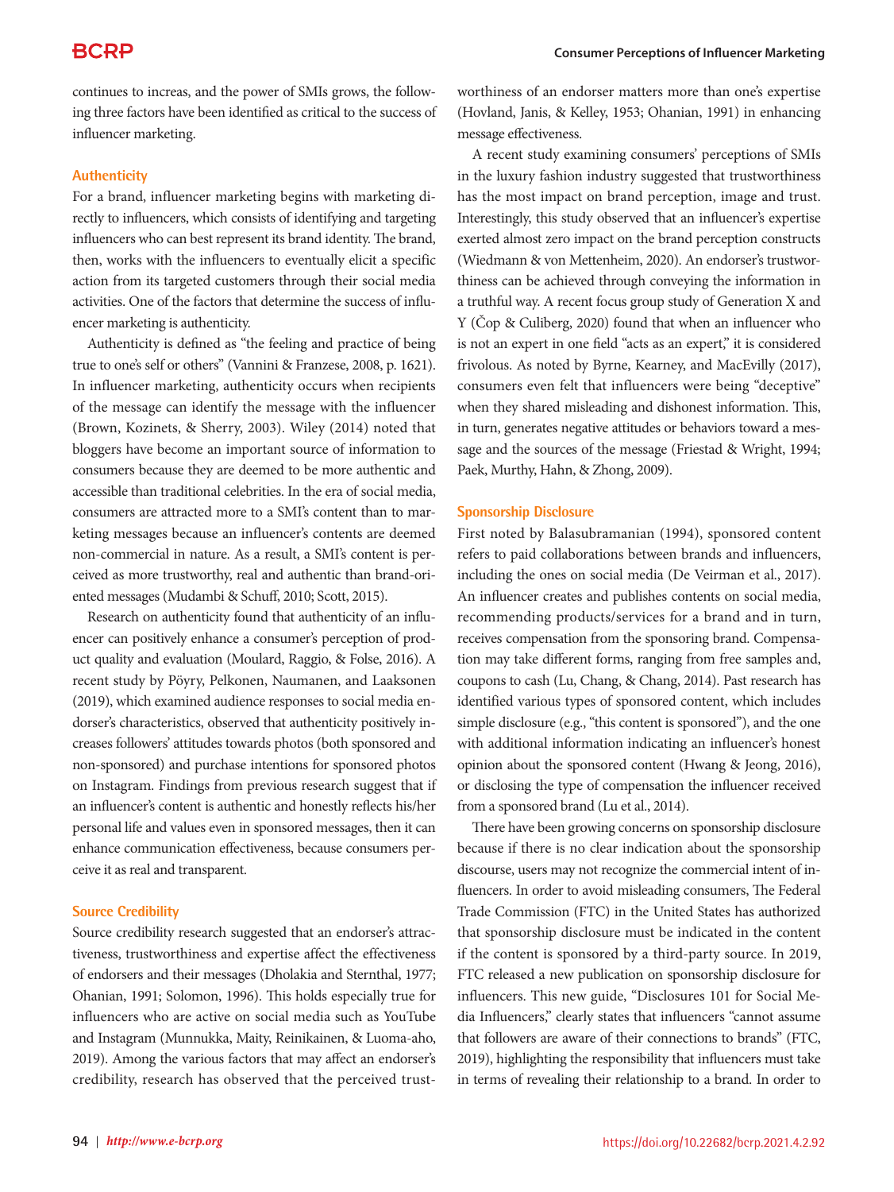continues to increas, and the power of SMIs grows, the following three factors have been identified as critical to the success of influencer marketing.

### Authenticity

For a brand, influencer marketing begins with marketing directly to influencers, which consists of identifying and targeting influencers who can best represent its brand identity. The brand, then, works with the influencers to eventually elicit a specific action from its targeted customers through their social media activities. One of the factors that determine the success of influencer marketing is authenticity.

Authenticity is defined as "the feeling and practice of being true to one's self or others" (Vannini & Franzese, 2008, p. 1621). In influencer marketing, authenticity occurs when recipients of the message can identify the message with the influencer (Brown, Kozinets, & Sherry, 2003). Wiley (2014) noted that bloggers have become an important source of information to consumers because they are deemed to be more authentic and accessible than traditional celebrities. In the era of social media, consumers are attracted more to a SMI's content than to marketing messages because an influencer's contents are deemed non-commercial in nature. As a result, a SMI's content is perceived as more trustworthy, real and authentic than brand-oriented messages (Mudambi & Schuff, 2010; Scott, 2015).

Research on authenticity found that authenticity of an influencer can positively enhance a consumer's perception of product quality and evaluation (Moulard, Raggio, & Folse, 2016). A recent study by Pöyry, Pelkonen, Naumanen, and Laaksonen (2019), which examined audience responses to social media endorser's characteristics, observed that authenticity positively increases followers' attitudes towards photos (both sponsored and non-sponsored) and purchase intentions for sponsored photos on Instagram. Findings from previous research suggest that if an influencer's content is authentic and honestly reflects his/her personal life and values even in sponsored messages, then it can enhance communication effectiveness, because consumers perceive it as real and transparent.

### Source Credibility

Source credibility research suggested that an endorser's attractiveness, trustworthiness and expertise affect the effectiveness of endorsers and their messages (Dholakia and Sternthal, 1977; Ohanian, 1991; Solomon, 1996). This holds especially true for influencers who are active on social media such as YouTube and Instagram (Munnukka, Maity, Reinikainen, & Luoma-aho, 2019). Among the various factors that may affect an endorser's credibility, research has observed that the perceived trustworthiness of an endorser matters more than one's expertise (Hovland, Janis, & Kelley, 1953; Ohanian, 1991) in enhancing message effectiveness.

A recent study examining consumers' perceptions of SMIs in the luxury fashion industry suggested that trustworthiness has the most impact on brand perception, image and trust. Interestingly, this study observed that an influencer's expertise exerted almost zero impact on the brand perception constructs (Wiedmann & von Mettenheim, 2020). An endorser's trustworthiness can be achieved through conveying the information in a truthful way. A recent focus group study of Generation X and Y (Čop & Culiberg, 2020) found that when an influencer who is not an expert in one field "acts as an expert," it is considered frivolous. As noted by Byrne, Kearney, and MacEvilly (2017), consumers even felt that influencers were being "deceptive" when they shared misleading and dishonest information. This, in turn, generates negative attitudes or behaviors toward a message and the sources of the message (Friestad & Wright, 1994; Paek, Murthy, Hahn, & Zhong, 2009).

### Sponsorship Disclosure

First noted by Balasubramanian (1994), sponsored content refers to paid collaborations between brands and influencers, including the ones on social media (De Veirman et al., 2017). An influencer creates and publishes contents on social media, recommending products/services for a brand and in turn, receives compensation from the sponsoring brand. Compensation may take different forms, ranging from free samples and, coupons to cash (Lu, Chang, & Chang, 2014). Past research has identified various types of sponsored content, which includes simple disclosure (e.g., "this content is sponsored"), and the one with additional information indicating an influencer's honest opinion about the sponsored content (Hwang & Jeong, 2016), or disclosing the type of compensation the influencer received from a sponsored brand (Lu et al., 2014).

There have been growing concerns on sponsorship disclosure because if there is no clear indication about the sponsorship discourse, users may not recognize the commercial intent of influencers. In order to avoid misleading consumers, The Federal Trade Commission (FTC) in the United States has authorized that sponsorship disclosure must be indicated in the content if the content is sponsored by a third-party source. In 2019, FTC released a new publication on sponsorship disclosure for influencers. This new guide, "Disclosures 101 for Social Media Influencers," clearly states that influencers "cannot assume that followers are aware of their connections to brands" (FTC, 2019), highlighting the responsibility that influencers must take in terms of revealing their relationship to a brand. In order to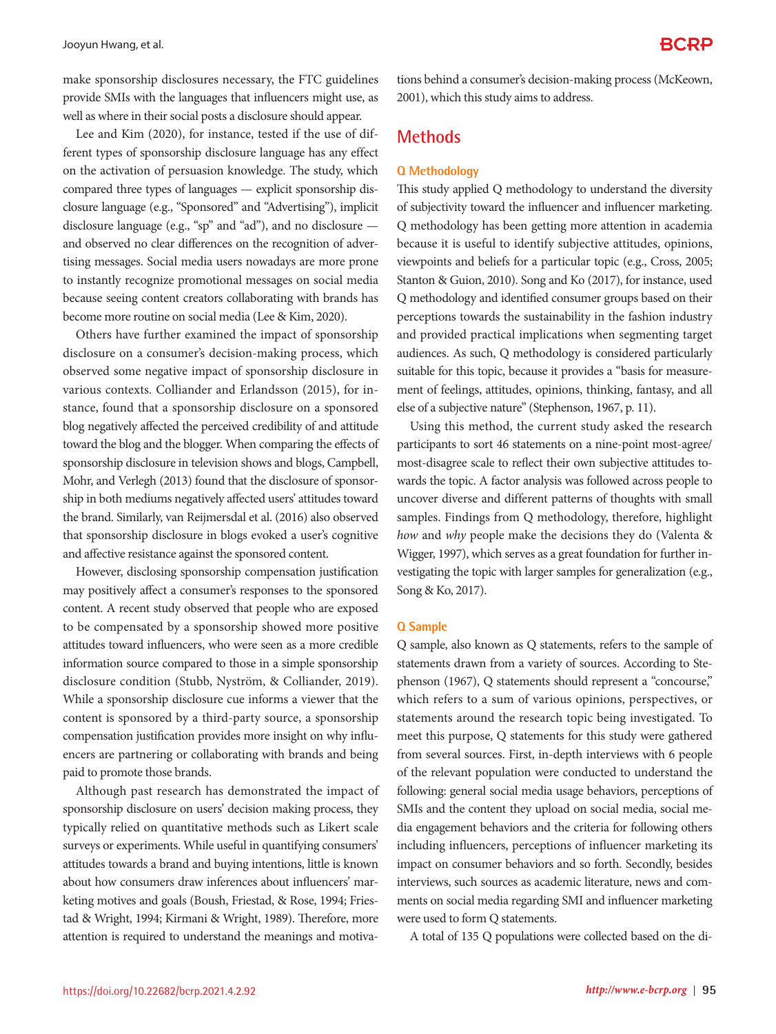make sponsorship disclosures necessary, the FTC guidelines provide SMIs with the languages that influencers might use, as well as where in their social posts a disclosure should appear.

Lee and Kim (2020), for instance, tested if the use of different types of sponsorship disclosure language has any effect on the activation of persuasion knowledge. The study, which compared three types of languages — explicit sponsorship disclosure language (e.g., "Sponsored" and "Advertising"), implicit disclosure language (e.g., "sp" and "ad"), and no disclosure — and observed no clear differences on the recognition of advertising messages. Social media users nowadays are more prone to instantly recognize promotional messages on social media because seeing content creators collaborating with brands has become more routine on social media (Lee & Kim, 2020).

Others have further examined the impact of sponsorship disclosure on a consumer's decision-making process, which observed some negative impact of sponsorship disclosure in various contexts. Colliander and Erlandsson (2015), for instance, found that a sponsorship disclosure on a sponsored blog negatively affected the perceived credibility of and attitude toward the blog and the blogger. When comparing the effects of sponsorship disclosure in television shows and blogs, Campbell, Mohr, and Verlegh (2013) found that the disclosure of sponsorship in both mediums negatively affected users' attitudes toward the brand. Similarly, van Reijmersdal et al. (2016) also observed that sponsorship disclosure in blogs evoked a user's cognitive and affective resistance against the sponsored content.

However, disclosing sponsorship compensation justification may positively affect a consumer's responses to the sponsored content. A recent study observed that people who are exposed to be compensated by a sponsorship showed more positive attitudes toward influencers, who were seen as a more credible information source compared to those in a simple sponsorship disclosure condition (Stubb, Nyström, & Colliander, 2019). While a sponsorship disclosure cue informs a viewer that the content is sponsored by a third-party source, a sponsorship compensation justification provides more insight on why influencers are partnering or collaborating with brands and being paid to promote those brands.

Although past research has demonstrated the impact of sponsorship disclosure on users' decision making process, they typically relied on quantitative methods such as Likert scale surveys or experiments. While useful in quantifying consumers' attitudes towards a brand and buying intentions, little is known about how consumers draw inferences about influencers' marketing motives and goals (Boush, Friestad, & Rose, 1994; Friestad & Wright, 1994; Kirmani & Wright, 1989). Therefore, more attention is required to understand the meanings and motivations behind a consumer's decision-making process (McKeown, 2001), which this study aims to address.

## Methods

### Q Methodology

This study applied Q methodology to understand the diversity of subjectivity toward the influencer and influencer marketing. Q methodology has been getting more attention in academia because it is useful to identify subjective attitudes, opinions, viewpoints and beliefs for a particular topic (e.g., Cross, 2005; Stanton & Guion, 2010). Song and Ko (2017), for instance, used Q methodology and identified consumer groups based on their perceptions towards the sustainability in the fashion industry and provided practical implications when segmenting target audiences. As such, Q methodology is considered particularly suitable for this topic, because it provides a "basis for measurement of feelings, attitudes, opinions, thinking, fantasy, and all else of a subjective nature" (Stephenson, 1967, p. 11).

Using this method, the current study asked the research participants to sort 46 statements on a nine-point most-agree/most-disagree scale to reflect their own subjective attitudes towards the topic. A factor analysis was followed across people to uncover diverse and different patterns of thoughts with small samples. Findings from Q methodology, therefore, highlight *how* and *why* people make the decisions they do (Valenta & Wigger, 1997), which serves as a great foundation for further investigating the topic with larger samples for generalization (e.g., Song & Ko, 2017).

### Q Sample

Q sample, also known as Q statements, refers to the sample of statements drawn from a variety of sources. According to Stephenson (1967), Q statements should represent a "concourse," which refers to a sum of various opinions, perspectives, or statements around the research topic being investigated. To meet this purpose, Q statements for this study were gathered from several sources. First, in-depth interviews with 6 people of the relevant population were conducted to understand the following: general social media usage behaviors, perceptions of SMIs and the content they upload on social media, social media engagement behaviors and the criteria for following others including influencers, perceptions of influencer marketing its impact on consumer behaviors and so forth. Secondly, besides interviews, such sources as academic literature, news and comments on social media regarding SMI and influencer marketing were used to form Q statements.

A total of 135 Q populations were collected based on the di-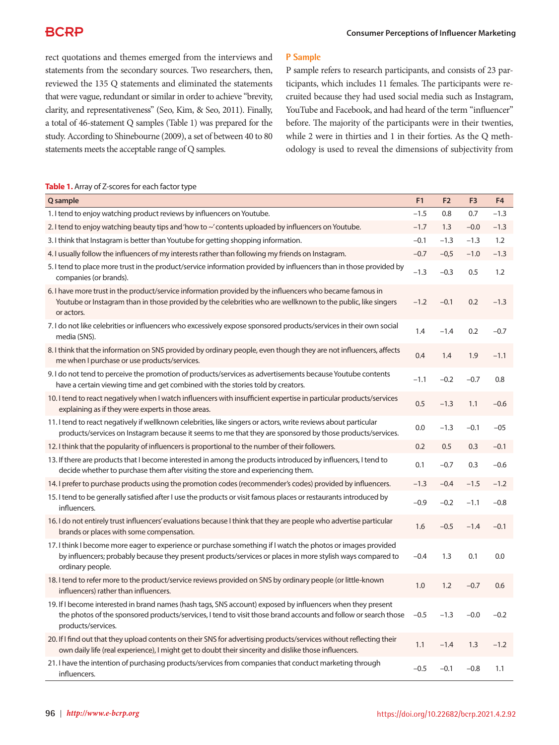rect quotations and themes emerged from the interviews and statements from the secondary sources. Two researchers, then, reviewed the 135 Q statements and eliminated the statements that were vague, redundant or similar in order to achieve "brevity, clarity, and representativeness" (Seo, Kim, & Seo, 2011). Finally, a total of 46-statement Q samples (Table 1) was prepared for the study. According to Shinebourne (2009), a set of between 40 to 80 statements meets the acceptable range of Q samples.

### P Sample

P sample refers to research participants, and consists of 23 participants, which includes 11 females. The participants were recruited because they had used social media such as Instagram, YouTube and Facebook, and had heard of the term "influencer" before. The majority of the participants were in their twenties, while 2 were in thirties and 1 in their forties. As the Q methodology is used to reveal the dimensions of subjectivity from

**Table 1.** Array of Z-scores for each factor type

| Q sample | F1 | F2 | F3 | F4 |
|---|---|---|---|---|
| 1. I tend to enjoy watching product reviews by influencers on Youtube. | −1.5 | 0.8 | 0.7 | −1.3 |
| 2. I tend to enjoy watching beauty tips and 'how to ~' contents uploaded by influencers on Youtube. | −1.7 | 1.3 | −0.0 | −1.3 |
| 3. I think that Instagram is better than Youtube for getting shopping information. | −0.1 | −1.3 | −1.3 | 1.2 |
| 4. I usually follow the influencers of my interests rather than following my friends on Instagram. | −0.7 | −0,5 | −1.0 | −1.3 |
| 5. I tend to place more trust in the product/service information provided by influencers than in those provided by companies (or brands). | −1.3 | −0.3 | 0.5 | 1.2 |
| 6. I have more trust in the product/service information provided by the influencers who became famous in Youtube or Instagram than in those provided by the celebrities who are wellknown to the public, like singers or actors. | −1.2 | −0.1 | 0.2 | −1.3 |
| 7. I do not like celebrities or influencers who excessively expose sponsored products/services in their own social media (SNS). | 1.4 | −1.4 | 0.2 | −0.7 |
| 8. I think that the information on SNS provided by ordinary people, even though they are not influencers, affects me when I purchase or use products/services. | 0.4 | 1.4 | 1.9 | −1.1 |
| 9. I do not tend to perceive the promotion of products/services as advertisements because Youtube contents have a certain viewing time and get combined with the stories told by creators. | −1.1 | −0.2 | −0.7 | 0.8 |
| 10. I tend to react negatively when I watch influencers with insufficient expertise in particular products/services explaining as if they were experts in those areas. | 0.5 | −1.3 | 1.1 | −0.6 |
| 11. I tend to react negatively if wellknown celebrities, like singers or actors, write reviews about particular products/services on Instagram because it seems to me that they are sponsored by those products/services. | 0.0 | −1.3 | −0.1 | −05 |
| 12. I think that the popularity of influencers is proportional to the number of their followers. | 0.2 | 0.5 | 0.3 | −0.1 |
| 13. If there are products that I become interested in among the products introduced by influencers, I tend to decide whether to purchase them after visiting the store and experiencing them. | 0.1 | −0.7 | 0.3 | −0.6 |
| 14. I prefer to purchase products using the promotion codes (recommender's codes) provided by influencers. | −1.3 | −0.4 | −1.5 | −1.2 |
| 15. I tend to be generally satisfied after I use the products or visit famous places or restaurants introduced by influencers. | −0.9 | −0.2 | −1.1 | −0.8 |
| 16. I do not entirely trust influencers' evaluations because I think that they are people who advertise particular brands or places with some compensation. | 1.6 | −0.5 | −1.4 | −0.1 |
| 17. I think I become more eager to experience or purchase something if I watch the photos or images provided by influencers; probably because they present products/services or places in more stylish ways compared to ordinary people. | −0.4 | 1.3 | 0.1 | 0.0 |
| 18. I tend to refer more to the product/service reviews provided on SNS by ordinary people (or little-known influencers) rather than influencers. | 1.0 | 1.2 | −0.7 | 0.6 |
| 19. If I become interested in brand names (hash tags, SNS account) exposed by influencers when they present the photos of the sponsored products/services, I tend to visit those brand accounts and follow or search those products/services. | −0.5 | −1.3 | −0.0 | −0.2 |
| 20. If I find out that they upload contents on their SNS for advertising products/services without reflecting their own daily life (real experience), I might get to doubt their sincerity and dislike those influencers. | 1.1 | −1.4 | 1.3 | −1.2 |
| 21. I have the intention of purchasing products/services from companies that conduct marketing through influencers. | −0.5 | −0.1 | −0.8 | 1.1 |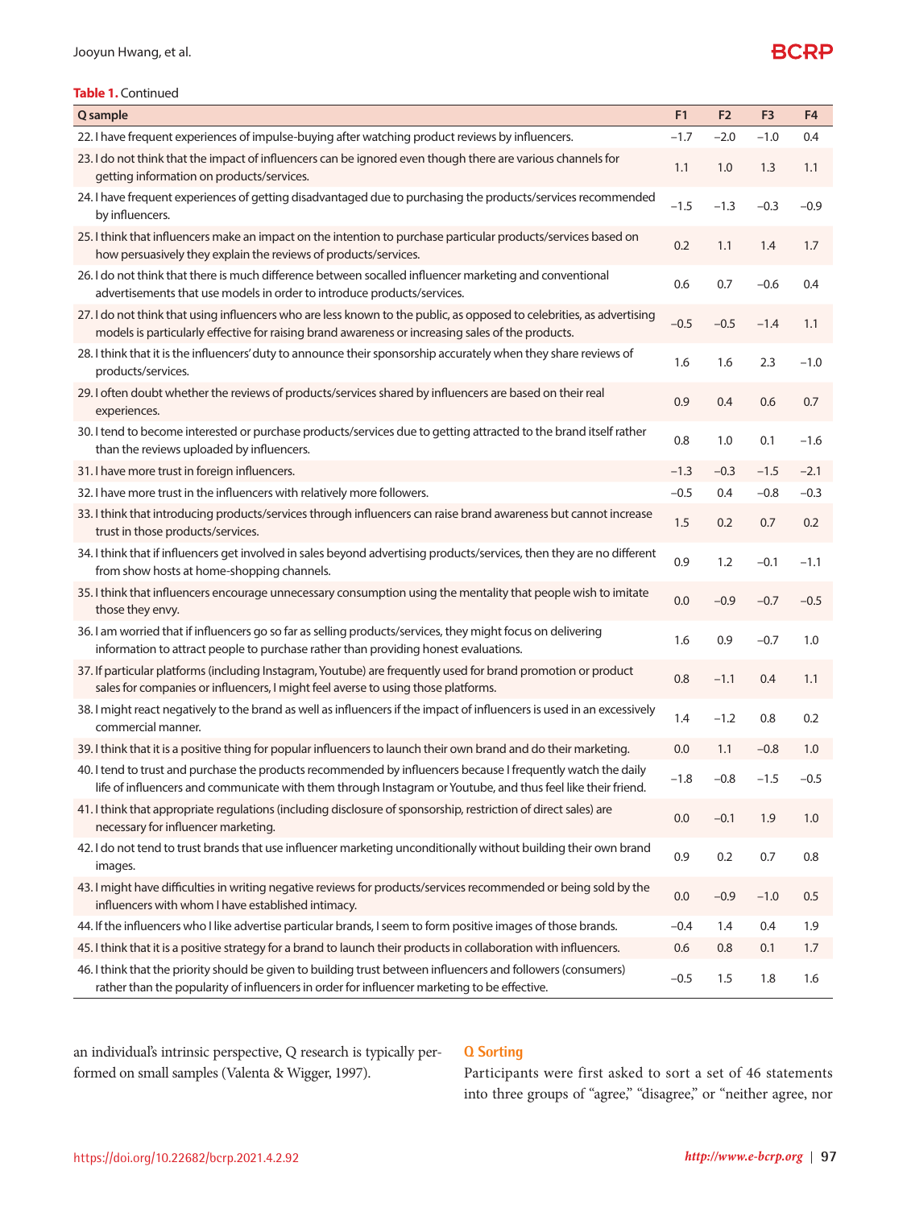**Table 1.** Continued

| Q sample | F1 | F2 | F3 | F4 |
|---|---|---|---|---|
| 22. I have frequent experiences of impulse-buying after watching product reviews by influencers. | −1.7 | −2.0 | −1.0 | 0.4 |
| 23. I do not think that the impact of influencers can be ignored even though there are various channels for getting information on products/services. | 1.1 | 1.0 | 1.3 | 1.1 |
| 24. I have frequent experiences of getting disadvantaged due to purchasing the products/services recommended by influencers. | −1.5 | −1.3 | −0.3 | −0.9 |
| 25. I think that influencers make an impact on the intention to purchase particular products/services based on how persuasively they explain the reviews of products/services. | 0.2 | 1.1 | 1.4 | 1.7 |
| 26. I do not think that there is much difference between socalled influencer marketing and conventional advertisements that use models in order to introduce products/services. | 0.6 | 0.7 | −0.6 | 0.4 |
| 27. I do not think that using influencers who are less known to the public, as opposed to celebrities, as advertising models is particularly effective for raising brand awareness or increasing sales of the products. | −0.5 | −0.5 | −1.4 | 1.1 |
| 28. I think that it is the influencers' duty to announce their sponsorship accurately when they share reviews of products/services. | 1.6 | 1.6 | 2.3 | −1.0 |
| 29. I often doubt whether the reviews of products/services shared by influencers are based on their real experiences. | 0.9 | 0.4 | 0.6 | 0.7 |
| 30. I tend to become interested or purchase products/services due to getting attracted to the brand itself rather than the reviews uploaded by influencers. | 0.8 | 1.0 | 0.1 | −1.6 |
| 31. I have more trust in foreign influencers. | −1.3 | −0.3 | −1.5 | −2.1 |
| 32. I have more trust in the influencers with relatively more followers. | −0.5 | 0.4 | −0.8 | −0.3 |
| 33. I think that introducing products/services through influencers can raise brand awareness but cannot increase trust in those products/services. | 1.5 | 0.2 | 0.7 | 0.2 |
| 34. I think that if influencers get involved in sales beyond advertising products/services, then they are no different from show hosts at home-shopping channels. | 0.9 | 1.2 | −0.1 | −1.1 |
| 35. I think that influencers encourage unnecessary consumption using the mentality that people wish to imitate those they envy. | 0.0 | −0.9 | −0.7 | −0.5 |
| 36. I am worried that if influencers go so far as selling products/services, they might focus on delivering information to attract people to purchase rather than providing honest evaluations. | 1.6 | 0.9 | −0.7 | 1.0 |
| 37. If particular platforms (including Instagram, Youtube) are frequently used for brand promotion or product sales for companies or influencers, I might feel averse to using those platforms. | 0.8 | −1.1 | 0.4 | 1.1 |
| 38. I might react negatively to the brand as well as influencers if the impact of influencers is used in an excessively commercial manner. | 1.4 | −1.2 | 0.8 | 0.2 |
| 39. I think that it is a positive thing for popular influencers to launch their own brand and do their marketing. | 0.0 | 1.1 | −0.8 | 1.0 |
| 40. I tend to trust and purchase the products recommended by influencers because I frequently watch the daily life of influencers and communicate with them through Instagram or Youtube, and thus feel like their friend. | −1.8 | −0.8 | −1.5 | −0.5 |
| 41. I think that appropriate regulations (including disclosure of sponsorship, restriction of direct sales) are necessary for influencer marketing. | 0.0 | −0.1 | 1.9 | 1.0 |
| 42. I do not tend to trust brands that use influencer marketing unconditionally without building their own brand images. | 0.9 | 0.2 | 0.7 | 0.8 |
| 43. I might have difficulties in writing negative reviews for products/services recommended or being sold by the influencers with whom I have established intimacy. | 0.0 | −0.9 | −1.0 | 0.5 |
| 44. If the influencers who I like advertise particular brands, I seem to form positive images of those brands. | −0.4 | 1.4 | 0.4 | 1.9 |
| 45. I think that it is a positive strategy for a brand to launch their products in collaboration with influencers. | 0.6 | 0.8 | 0.1 | 1.7 |
| 46. I think that the priority should be given to building trust between influencers and followers (consumers) rather than the popularity of influencers in order for influencer marketing to be effective. | −0.5 | 1.5 | 1.8 | 1.6 |

an individual's intrinsic perspective, Q research is typically performed on small samples (Valenta & Wigger, 1997).

## Q Sorting

Participants were first asked to sort a set of 46 statements into three groups of "agree," "disagree," or "neither agree, nor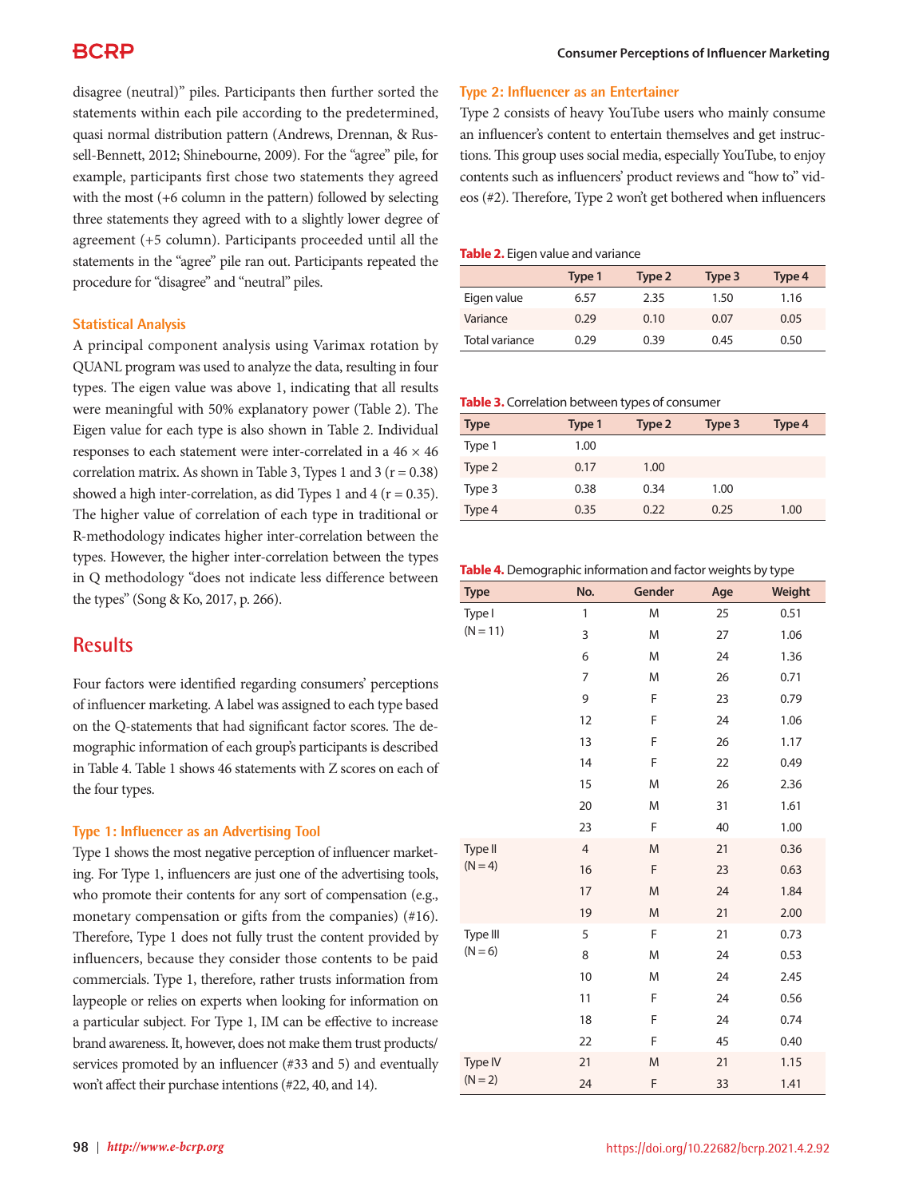disagree (neutral)" piles. Participants then further sorted the statements within each pile according to the predetermined, quasi normal distribution pattern (Andrews, Drennan, & Russell-Bennett, 2012; Shinebourne, 2009). For the "agree" pile, for example, participants first chose two statements they agreed with the most (+6 column in the pattern) followed by selecting three statements they agreed with to a slightly lower degree of agreement (+5 column). Participants proceeded until all the statements in the "agree" pile ran out. Participants repeated the procedure for "disagree" and "neutral" piles.

### Statistical Analysis

A principal component analysis using Varimax rotation by QUANL program was used to analyze the data, resulting in four types. The eigen value was above 1, indicating that all results were meaningful with 50% explanatory power (Table 2). The Eigen value for each type is also shown in Table 2. Individual responses to each statement were inter-correlated in a 46 × 46 correlation matrix. As shown in Table 3, Types 1 and 3 ($r = 0.38$) showed a high inter-correlation, as did Types 1 and 4 ($r = 0.35$). The higher value of correlation of each type in traditional or R-methodology indicates higher inter-correlation between the types. However, the higher inter-correlation between the types in Q methodology "does not indicate less difference between the types" (Song & Ko, 2017, p. 266).

## Results

Four factors were identified regarding consumers' perceptions of influencer marketing. A label was assigned to each type based on the Q-statements that had significant factor scores. The demographic information of each group's participants is described in Table 4. Table 1 shows 46 statements with Z scores on each of the four types.

### Type 1: Influencer as an Advertising Tool

Type 1 shows the most negative perception of influencer marketing. For Type 1, influencers are just one of the advertising tools, who promote their contents for any sort of compensation (e.g., monetary compensation or gifts from the companies) (#16). Therefore, Type 1 does not fully trust the content provided by influencers, because they consider those contents to be paid commercials. Type 1, therefore, rather trusts information from laypeople or relies on experts when looking for information on a particular subject. For Type 1, IM can be effective to increase brand awareness. It, however, does not make them trust products/services promoted by an influencer (#33 and 5) and eventually won't affect their purchase intentions (#22, 40, and 14).

### Type 2: Influencer as an Entertainer

Type 2 consists of heavy YouTube users who mainly consume an influencer's content to entertain themselves and get instructions. This group uses social media, especially YouTube, to enjoy contents such as influencers' product reviews and "how to" videos (#2). Therefore, Type 2 won't get bothered when influencers

**Table 2.** Eigen value and variance

| | Type 1 | Type 2 | Type 3 | Type 4 |
|---|---|---|---|---|
| Eigen value | 6.57 | 2.35 | 1.50 | 1.16 |
| Variance | 0.29 | 0.10 | 0.07 | 0.05 |
| Total variance | 0.29 | 0.39 | 0.45 | 0.50 |

**Table 3.** Correlation between types of consumer

| Type | Type 1 | Type 2 | Type 3 | Type 4 |
|---|---|---|---|---|
| Type 1 | 1.00 | | | |
| Type 2 | 0.17 | 1.00 | | |
| Type 3 | 0.38 | 0.34 | 1.00 | |
| Type 4 | 0.35 | 0.22 | 0.25 | 1.00 |

**Table 4.** Demographic information and factor weights by type

| Type | No. | Gender | Age | Weight |
|---|---|---|---|---|
| Type I (N = 11) | 1 | M | 25 | 0.51 |
| | 3 | M | 27 | 1.06 |
| | 6 | M | 24 | 1.36 |
| | 7 | M | 26 | 0.71 |
| | 9 | F | 23 | 0.79 |
| | 12 | F | 24 | 1.06 |
| | 13 | F | 26 | 1.17 |
| | 14 | F | 22 | 0.49 |
| | 15 | M | 26 | 2.36 |
| | 20 | M | 31 | 1.61 |
| | 23 | F | 40 | 1.00 |
| Type II (N = 4) | 4 | M | 21 | 0.36 |
| | 16 | F | 23 | 0.63 |
| | 17 | M | 24 | 1.84 |
| | 19 | M | 21 | 2.00 |
| Type III (N = 6) | 5 | F | 21 | 0.73 |
| | 8 | M | 24 | 0.53 |
| | 10 | M | 24 | 2.45 |
| | 11 | F | 24 | 0.56 |
| | 18 | F | 24 | 0.74 |
| | 22 | F | 45 | 0.40 |
| Type IV (N = 2) | 21 | M | 21 | 1.15 |
| | 24 | F | 33 | 1.41 |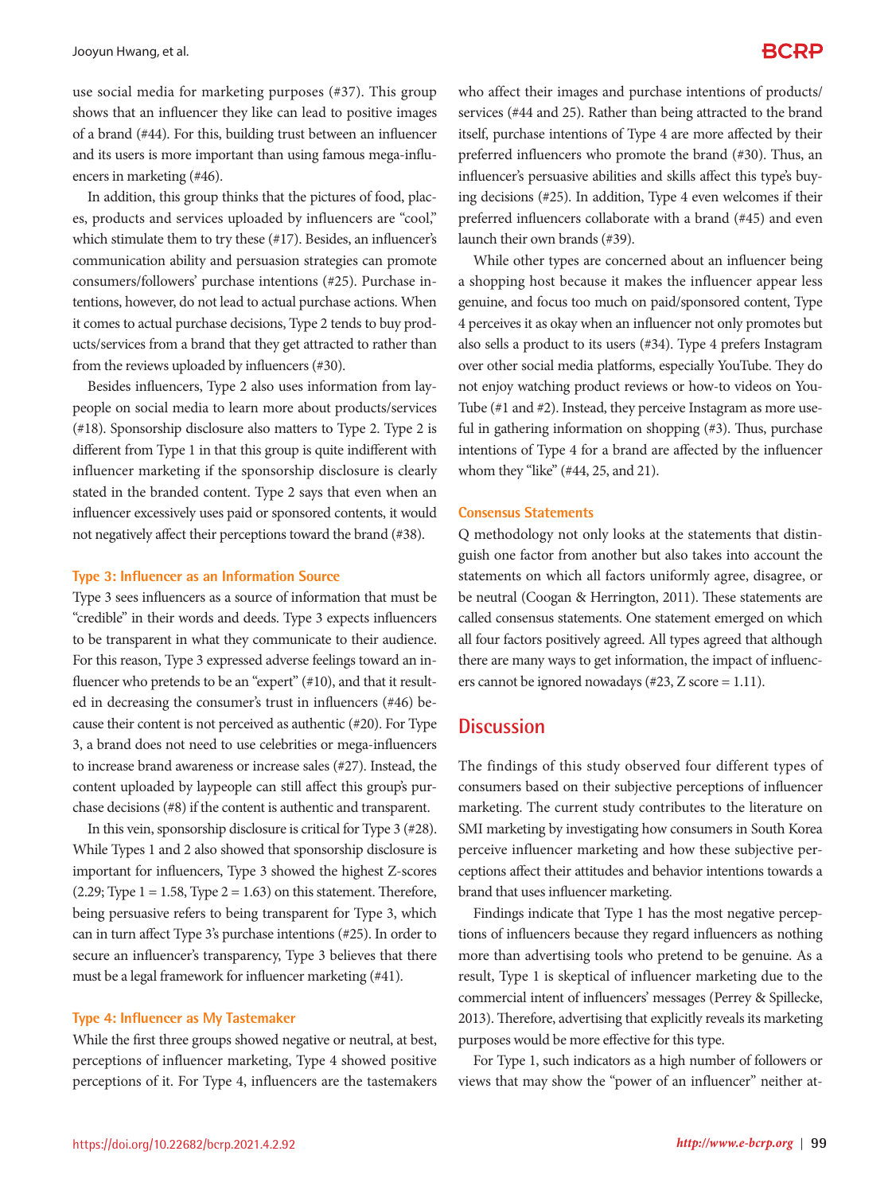use social media for marketing purposes (#37). This group shows that an influencer they like can lead to positive images of a brand (#44). For this, building trust between an influencer and its users is more important than using famous mega-influencers in marketing (#46).

In addition, this group thinks that the pictures of food, places, products and services uploaded by influencers are "cool," which stimulate them to try these (#17). Besides, an influencer's communication ability and persuasion strategies can promote consumers/followers' purchase intentions (#25). Purchase intentions, however, do not lead to actual purchase actions. When it comes to actual purchase decisions, Type 2 tends to buy products/services from a brand that they get attracted to rather than from the reviews uploaded by influencers (#30).

Besides influencers, Type 2 also uses information from laypeople on social media to learn more about products/services (#18). Sponsorship disclosure also matters to Type 2. Type 2 is different from Type 1 in that this group is quite indifferent with influencer marketing if the sponsorship disclosure is clearly stated in the branded content. Type 2 says that even when an influencer excessively uses paid or sponsored contents, it would not negatively affect their perceptions toward the brand (#38).

### Type 3: Influencer as an Information Source

Type 3 sees influencers as a source of information that must be "credible" in their words and deeds. Type 3 expects influencers to be transparent in what they communicate to their audience. For this reason, Type 3 expressed adverse feelings toward an influencer who pretends to be an "expert" (#10), and that it resulted in decreasing the consumer's trust in influencers (#46) because their content is not perceived as authentic (#20). For Type 3, a brand does not need to use celebrities or mega-influencers to increase brand awareness or increase sales (#27). Instead, the content uploaded by laypeople can still affect this group's purchase decisions (#8) if the content is authentic and transparent.

In this vein, sponsorship disclosure is critical for Type 3 (#28). While Types 1 and 2 also showed that sponsorship disclosure is important for influencers, Type 3 showed the highest Z-scores (2.29; Type 1 = 1.58, Type 2 = 1.63) on this statement. Therefore, being persuasive refers to being transparent for Type 3, which can in turn affect Type 3's purchase intentions (#25). In order to secure an influencer's transparency, Type 3 believes that there must be a legal framework for influencer marketing (#41).

### Type 4: Influencer as My Tastemaker

While the first three groups showed negative or neutral, at best, perceptions of influencer marketing, Type 4 showed positive perceptions of it. For Type 4, influencers are the tastemakers who affect their images and purchase intentions of products/services (#44 and 25). Rather than being attracted to the brand itself, purchase intentions of Type 4 are more affected by their preferred influencers who promote the brand (#30). Thus, an influencer's persuasive abilities and skills affect this type's buying decisions (#25). In addition, Type 4 even welcomes if their preferred influencers collaborate with a brand (#45) and even launch their own brands (#39).

While other types are concerned about an influencer being a shopping host because it makes the influencer appear less genuine, and focus too much on paid/sponsored content, Type 4 perceives it as okay when an influencer not only promotes but also sells a product to its users (#34). Type 4 prefers Instagram over other social media platforms, especially YouTube. They do not enjoy watching product reviews or how-to videos on YouTube (#1 and #2). Instead, they perceive Instagram as more useful in gathering information on shopping (#3). Thus, purchase intentions of Type 4 for a brand are affected by the influencer whom they "like" (#44, 25, and 21).

### Consensus Statements

Q methodology not only looks at the statements that distinguish one factor from another but also takes into account the statements on which all factors uniformly agree, disagree, or be neutral (Coogan & Herrington, 2011). These statements are called consensus statements. One statement emerged on which all four factors positively agreed. All types agreed that although there are many ways to get information, the impact of influencers cannot be ignored nowadays (#23, Z score = 1.11).

## Discussion

The findings of this study observed four different types of consumers based on their subjective perceptions of influencer marketing. The current study contributes to the literature on SMI marketing by investigating how consumers in South Korea perceive influencer marketing and how these subjective perceptions affect their attitudes and behavior intentions towards a brand that uses influencer marketing.

Findings indicate that Type 1 has the most negative perceptions of influencers because they regard influencers as nothing more than advertising tools who pretend to be genuine. As a result, Type 1 is skeptical of influencer marketing due to the commercial intent of influencers' messages (Perrey & Spillecke, 2013). Therefore, advertising that explicitly reveals its marketing purposes would be more effective for this type.

For Type 1, such indicators as a high number of followers or views that may show the "power of an influencer" neither at-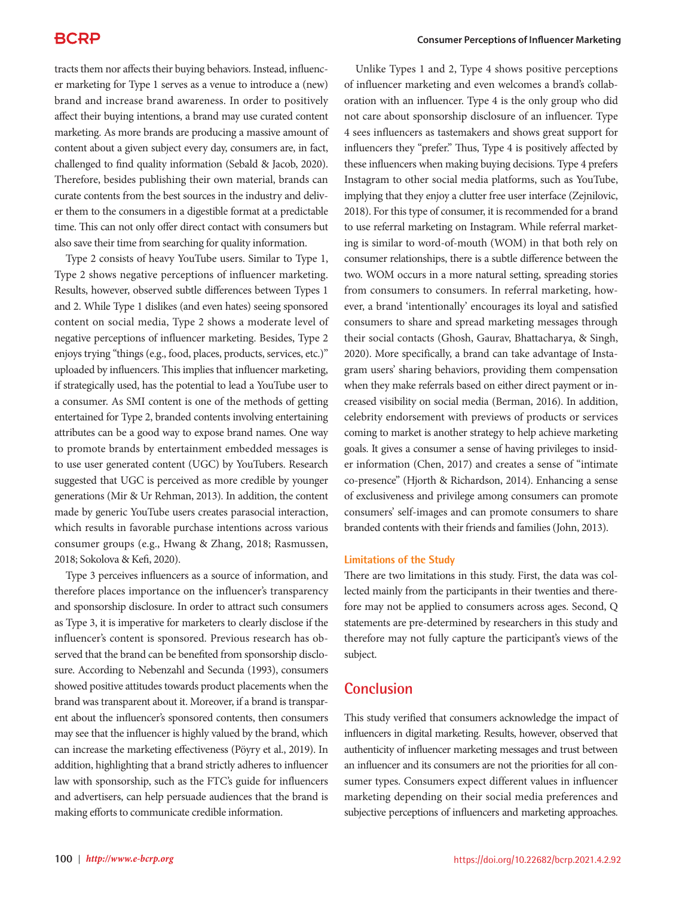tracts them nor affects their buying behaviors. Instead, influencer marketing for Type 1 serves as a venue to introduce a (new) brand and increase brand awareness. In order to positively affect their buying intentions, a brand may use curated content marketing. As more brands are producing a massive amount of content about a given subject every day, consumers are, in fact, challenged to find quality information (Sebald & Jacob, 2020). Therefore, besides publishing their own material, brands can curate contents from the best sources in the industry and deliver them to the consumers in a digestible format at a predictable time. This can not only offer direct contact with consumers but also save their time from searching for quality information.

Type 2 consists of heavy YouTube users. Similar to Type 1, Type 2 shows negative perceptions of influencer marketing. Results, however, observed subtle differences between Types 1 and 2. While Type 1 dislikes (and even hates) seeing sponsored content on social media, Type 2 shows a moderate level of negative perceptions of influencer marketing. Besides, Type 2 enjoys trying "things (e.g., food, places, products, services, etc.)" uploaded by influencers. This implies that influencer marketing, if strategically used, has the potential to lead a YouTube user to a consumer. As SMI content is one of the methods of getting entertained for Type 2, branded contents involving entertaining attributes can be a good way to expose brand names. One way to promote brands by entertainment embedded messages is to use user generated content (UGC) by YouTubers. Research suggested that UGC is perceived as more credible by younger generations (Mir & Ur Rehman, 2013). In addition, the content made by generic YouTube users creates parasocial interaction, which results in favorable purchase intentions across various consumer groups (e.g., Hwang & Zhang, 2018; Rasmussen, 2018; Sokolova & Kefi, 2020).

Type 3 perceives influencers as a source of information, and therefore places importance on the influencer's transparency and sponsorship disclosure. In order to attract such consumers as Type 3, it is imperative for marketers to clearly disclose if the influencer's content is sponsored. Previous research has observed that the brand can be benefited from sponsorship disclosure. According to Nebenzahl and Secunda (1993), consumers showed positive attitudes towards product placements when the brand was transparent about it. Moreover, if a brand is transparent about the influencer's sponsored contents, then consumers may see that the influencer is highly valued by the brand, which can increase the marketing effectiveness (Pöyry et al., 2019). In addition, highlighting that a brand strictly adheres to influencer law with sponsorship, such as the FTC's guide for influencers and advertisers, can help persuade audiences that the brand is making efforts to communicate credible information.

Unlike Types 1 and 2, Type 4 shows positive perceptions of influencer marketing and even welcomes a brand's collaboration with an influencer. Type 4 is the only group who did not care about sponsorship disclosure of an influencer. Type 4 sees influencers as tastemakers and shows great support for influencers they "prefer." Thus, Type 4 is positively affected by these influencers when making buying decisions. Type 4 prefers Instagram to other social media platforms, such as YouTube, implying that they enjoy a clutter free user interface (Zejnilovic, 2018). For this type of consumer, it is recommended for a brand to use referral marketing on Instagram. While referral marketing is similar to word-of-mouth (WOM) in that both rely on consumer relationships, there is a subtle difference between the two. WOM occurs in a more natural setting, spreading stories from consumers to consumers. In referral marketing, however, a brand 'intentionally' encourages its loyal and satisfied consumers to share and spread marketing messages through their social contacts (Ghosh, Gaurav, Bhattacharya, & Singh, 2020). More specifically, a brand can take advantage of Instagram users' sharing behaviors, providing them compensation when they make referrals based on either direct payment or increased visibility on social media (Berman, 2016). In addition, celebrity endorsement with previews of products or services coming to market is another strategy to help achieve marketing goals. It gives a consumer a sense of having privileges to insider information (Chen, 2017) and creates a sense of "intimate co-presence" (Hjorth & Richardson, 2014). Enhancing a sense of exclusiveness and privilege among consumers can promote consumers' self-images and can promote consumers to share branded contents with their friends and families (John, 2013).

### Limitations of the Study

There are two limitations in this study. First, the data was collected mainly from the participants in their twenties and therefore may not be applied to consumers across ages. Second, Q statements are pre-determined by researchers in this study and therefore may not fully capture the participant's views of the subject.

## Conclusion

This study verified that consumers acknowledge the impact of influencers in digital marketing. Results, however, observed that authenticity of influencer marketing messages and trust between an influencer and its consumers are not the priorities for all consumer types. Consumers expect different values in influencer marketing depending on their social media preferences and subjective perceptions of influencers and marketing approaches.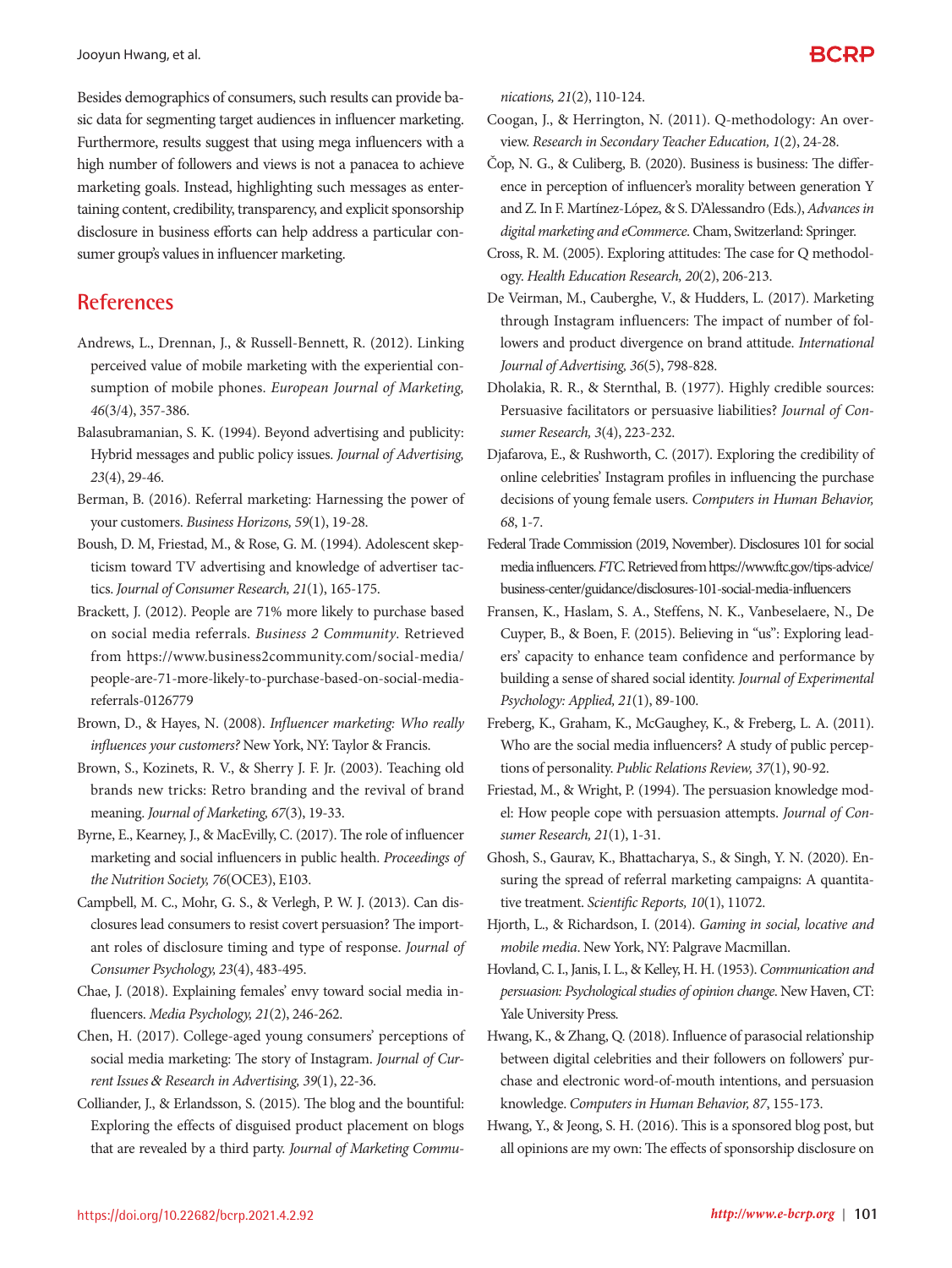Besides demographics of consumers, such results can provide basic data for segmenting target audiences in influencer marketing. Furthermore, results suggest that using mega influencers with a high number of followers and views is not a panacea to achieve marketing goals. Instead, highlighting such messages as entertaining content, credibility, transparency, and explicit sponsorship disclosure in business efforts can help address a particular consumer group's values in influencer marketing.

## References

Andrews, L., Drennan, J., & Russell-Bennett, R. (2012). Linking perceived value of mobile marketing with the experiential consumption of mobile phones. *European Journal of Marketing, 46*(3/4), 357-386.

Balasubramanian, S. K. (1994). Beyond advertising and publicity: Hybrid messages and public policy issues. *Journal of Advertising, 23*(4), 29-46.

Berman, B. (2016). Referral marketing: Harnessing the power of your customers. *Business Horizons, 59*(1), 19-28.

Boush, D. M, Friestad, M., & Rose, G. M. (1994). Adolescent skepticism toward TV advertising and knowledge of advertiser tactics. *Journal of Consumer Research, 21*(1), 165-175.

Brackett, J. (2012). People are 71% more likely to purchase based on social media referrals. *Business 2 Community*. Retrieved from https://www.business2community.com/social-media/people-are-71-more-likely-to-purchase-based-on-social-media-referrals-0126779

Brown, D., & Hayes, N. (2008). *Influencer marketing: Who really influences your customers?* New York, NY: Taylor & Francis.

Brown, S., Kozinets, R. V., & Sherry J. F. Jr. (2003). Teaching old brands new tricks: Retro branding and the revival of brand meaning. *Journal of Marketing, 67*(3), 19-33.

Byrne, E., Kearney, J., & MacEvilly, C. (2017). The role of influencer marketing and social influencers in public health. *Proceedings of the Nutrition Society, 76*(OCE3), E103.

Campbell, M. C., Mohr, G. S., & Verlegh, P. W. J. (2013). Can disclosures lead consumers to resist covert persuasion? The important roles of disclosure timing and type of response. *Journal of Consumer Psychology, 23*(4), 483-495.

Chae, J. (2018). Explaining females' envy toward social media influencers. *Media Psychology, 21*(2), 246-262.

Chen, H. (2017). College-aged young consumers' perceptions of social media marketing: The story of Instagram. *Journal of Current Issues & Research in Advertising, 39*(1), 22-36.

Colliander, J., & Erlandsson, S. (2015). The blog and the bountiful: Exploring the effects of disguised product placement on blogs that are revealed by a third party. *Journal of Marketing Communications, 21*(2), 110-124.

Coogan, J., & Herrington, N. (2011). Q-methodology: An overview. *Research in Secondary Teacher Education, 1*(2), 24-28.

Čop, N. G., & Culiberg, B. (2020). Business is business: The difference in perception of influencer's morality between generation Y and Z. In F. Martínez-López, & S. D'Alessandro (Eds.), *Advances in digital marketing and eCommerce*. Cham, Switzerland: Springer.

Cross, R. M. (2005). Exploring attitudes: The case for Q methodology. *Health Education Research, 20*(2), 206-213.

De Veirman, M., Cauberghe, V., & Hudders, L. (2017). Marketing through Instagram influencers: The impact of number of followers and product divergence on brand attitude. *International Journal of Advertising, 36*(5), 798-828.

Dholakia, R. R., & Sternthal, B. (1977). Highly credible sources: Persuasive facilitators or persuasive liabilities? *Journal of Consumer Research, 3*(4), 223-232.

Djafarova, E., & Rushworth, C. (2017). Exploring the credibility of online celebrities' Instagram profiles in influencing the purchase decisions of young female users. *Computers in Human Behavior, 68*, 1-7.

Federal Trade Commission (2019, November). Disclosures 101 for social media influencers. *FTC*. Retrieved from https://www.ftc.gov/tips-advice/business-center/guidance/disclosures-101-social-media-influencers

Fransen, K., Haslam, S. A., Steffens, N. K., Vanbeselaere, N., De Cuyper, B., & Boen, F. (2015). Believing in "us": Exploring leaders' capacity to enhance team confidence and performance by building a sense of shared social identity. *Journal of Experimental Psychology: Applied, 21*(1), 89-100.

Freberg, K., Graham, K., McGaughey, K., & Freberg, L. A. (2011). Who are the social media influencers? A study of public perceptions of personality. *Public Relations Review, 37*(1), 90-92.

Friestad, M., & Wright, P. (1994). The persuasion knowledge model: How people cope with persuasion attempts. *Journal of Consumer Research, 21*(1), 1-31.

Ghosh, S., Gaurav, K., Bhattacharya, S., & Singh, Y. N. (2020). Ensuring the spread of referral marketing campaigns: A quantitative treatment. *Scientific Reports, 10*(1), 11072.

Hjorth, L., & Richardson, I. (2014). *Gaming in social, locative and mobile media*. New York, NY: Palgrave Macmillan.

Hovland, C. I., Janis, I. L., & Kelley, H. H. (1953). *Communication and persuasion: Psychological studies of opinion change*. New Haven, CT: Yale University Press.

Hwang, K., & Zhang, Q. (2018). Influence of parasocial relationship between digital celebrities and their followers on followers' purchase and electronic word-of-mouth intentions, and persuasion knowledge. *Computers in Human Behavior, 87*, 155-173.

Hwang, Y., & Jeong, S. H. (2016). This is a sponsored blog post, but all opinions are my own: The effects of sponsorship disclosure on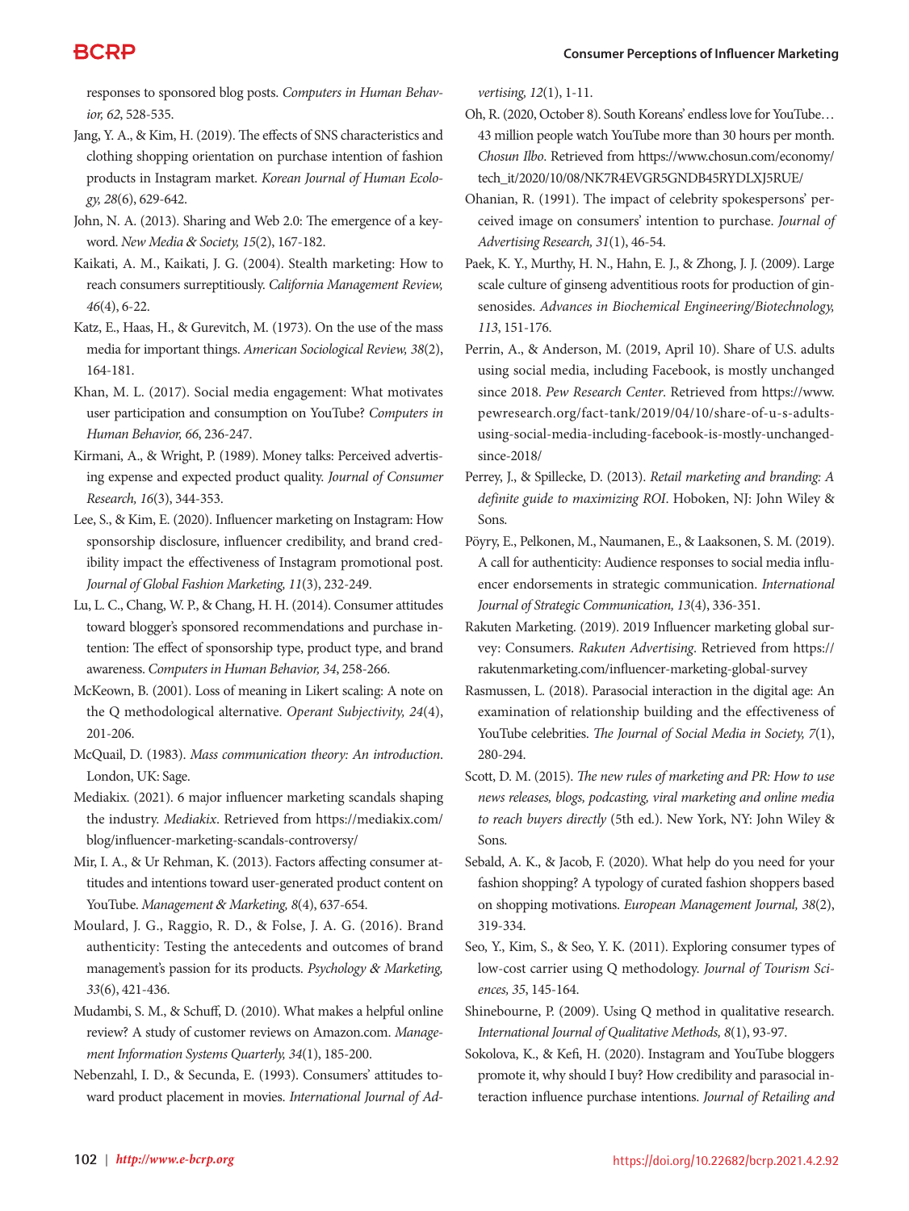responses to sponsored blog posts. *Computers in Human Behavior, 62*, 528-535.

Jang, Y. A., & Kim, H. (2019). The effects of SNS characteristics and clothing shopping orientation on purchase intention of fashion products in Instagram market. *Korean Journal of Human Ecology, 28*(6), 629-642.

John, N. A. (2013). Sharing and Web 2.0: The emergence of a keyword. *New Media & Society, 15*(2), 167-182.

Kaikati, A. M., Kaikati, J. G. (2004). Stealth marketing: How to reach consumers surreptitiously. *California Management Review, 46*(4), 6-22.

Katz, E., Haas, H., & Gurevitch, M. (1973). On the use of the mass media for important things. *American Sociological Review, 38*(2), 164-181.

Khan, M. L. (2017). Social media engagement: What motivates user participation and consumption on YouTube? *Computers in Human Behavior, 66*, 236-247.

Kirmani, A., & Wright, P. (1989). Money talks: Perceived advertising expense and expected product quality. *Journal of Consumer Research, 16*(3), 344-353.

Lee, S., & Kim, E. (2020). Influencer marketing on Instagram: How sponsorship disclosure, influencer credibility, and brand credibility impact the effectiveness of Instagram promotional post. *Journal of Global Fashion Marketing, 11*(3), 232-249.

Lu, L. C., Chang, W. P., & Chang, H. H. (2014). Consumer attitudes toward blogger's sponsored recommendations and purchase intention: The effect of sponsorship type, product type, and brand awareness. *Computers in Human Behavior, 34*, 258-266.

McKeown, B. (2001). Loss of meaning in Likert scaling: A note on the Q methodological alternative. *Operant Subjectivity, 24*(4), 201-206.

McQuail, D. (1983). *Mass communication theory: An introduction*. London, UK: Sage.

Mediakix. (2021). 6 major influencer marketing scandals shaping the industry. *Mediakix*. Retrieved from https://mediakix.com/blog/influencer-marketing-scandals-controversy/

Mir, I. A., & Ur Rehman, K. (2013). Factors affecting consumer attitudes and intentions toward user-generated product content on YouTube. *Management & Marketing, 8*(4), 637-654.

Moulard, J. G., Raggio, R. D., & Folse, J. A. G. (2016). Brand authenticity: Testing the antecedents and outcomes of brand management's passion for its products. *Psychology & Marketing, 33*(6), 421-436.

Mudambi, S. M., & Schuff, D. (2010). What makes a helpful online review? A study of customer reviews on Amazon.com. *Management Information Systems Quarterly, 34*(1), 185-200.

Nebenzahl, I. D., & Secunda, E. (1993). Consumers' attitudes toward product placement in movies. *International Journal of Advertising, 12*(1), 1-11.

Oh, R. (2020, October 8). South Koreans' endless love for YouTube… 43 million people watch YouTube more than 30 hours per month. *Chosun Ilbo*. Retrieved from https://www.chosun.com/economy/tech_it/2020/10/08/NK7R4EVGR5GNDB45RYDLXJ5RUE/

Ohanian, R. (1991). The impact of celebrity spokespersons' perceived image on consumers' intention to purchase. *Journal of Advertising Research, 31*(1), 46-54.

Paek, K. Y., Murthy, H. N., Hahn, E. J., & Zhong, J. J. (2009). Large scale culture of ginseng adventitious roots for production of ginsenosides. *Advances in Biochemical Engineering/Biotechnology, 113*, 151-176.

Perrin, A., & Anderson, M. (2019, April 10). Share of U.S. adults using social media, including Facebook, is mostly unchanged since 2018. *Pew Research Center*. Retrieved from https://www.pewresearch.org/fact-tank/2019/04/10/share-of-u-s-adults-using-social-media-including-facebook-is-mostly-unchanged-since-2018/

Perrey, J., & Spillecke, D. (2013). *Retail marketing and branding: A definite guide to maximizing ROI*. Hoboken, NJ: John Wiley & Sons.

Pöyry, E., Pelkonen, M., Naumanen, E., & Laaksonen, S. M. (2019). A call for authenticity: Audience responses to social media influencer endorsements in strategic communication. *International Journal of Strategic Communication, 13*(4), 336-351.

Rakuten Marketing. (2019). 2019 Influencer marketing global survey: Consumers. *Rakuten Advertising*. Retrieved from https://rakutenmarketing.com/influencer-marketing-global-survey

Rasmussen, L. (2018). Parasocial interaction in the digital age: An examination of relationship building and the effectiveness of YouTube celebrities. *The Journal of Social Media in Society, 7*(1), 280-294.

Scott, D. M. (2015). *The new rules of marketing and PR: How to use news releases, blogs, podcasting, viral marketing and online media to reach buyers directly* (5th ed.). New York, NY: John Wiley & Sons.

Sebald, A. K., & Jacob, F. (2020). What help do you need for your fashion shopping? A typology of curated fashion shoppers based on shopping motivations. *European Management Journal, 38*(2), 319-334.

Seo, Y., Kim, S., & Seo, Y. K. (2011). Exploring consumer types of low-cost carrier using Q methodology. *Journal of Tourism Sciences, 35*, 145-164.

Shinebourne, P. (2009). Using Q method in qualitative research. *International Journal of Qualitative Methods, 8*(1), 93-97.

Sokolova, K., & Kefi, H. (2020). Instagram and YouTube bloggers promote it, why should I buy? How credibility and parasocial interaction influence purchase intentions. *Journal of Retailing and*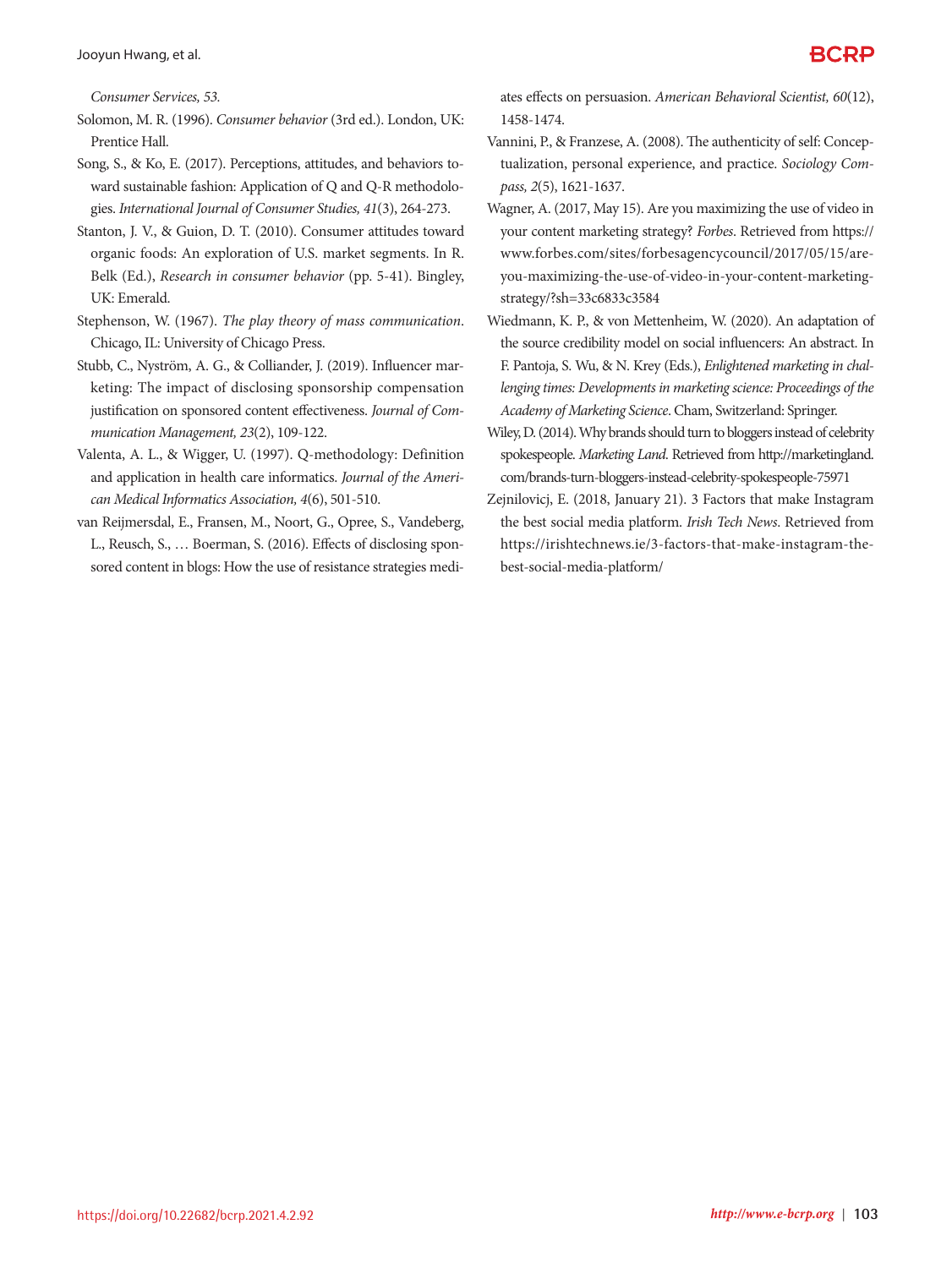*Consumer Services, 53.*

Solomon, M. R. (1996). *Consumer behavior* (3rd ed.). London, UK: Prentice Hall.

Song, S., & Ko, E. (2017). Perceptions, attitudes, and behaviors toward sustainable fashion: Application of Q and Q-R methodologies. *International Journal of Consumer Studies, 41*(3), 264-273.

Stanton, J. V., & Guion, D. T. (2010). Consumer attitudes toward organic foods: An exploration of U.S. market segments. In R. Belk (Ed.), *Research in consumer behavior* (pp. 5-41). Bingley, UK: Emerald.

Stephenson, W. (1967). *The play theory of mass communication*. Chicago, IL: University of Chicago Press.

Stubb, C., Nyström, A. G., & Colliander, J. (2019). Influencer marketing: The impact of disclosing sponsorship compensation justification on sponsored content effectiveness. *Journal of Communication Management, 23*(2), 109-122.

Valenta, A. L., & Wigger, U. (1997). Q-methodology: Definition and application in health care informatics. *Journal of the American Medical Informatics Association, 4*(6), 501-510.

van Reijmersdal, E., Fransen, M., Noort, G., Opree, S., Vandeberg, L., Reusch, S., … Boerman, S. (2016). Effects of disclosing sponsored content in blogs: How the use of resistance strategies mediates effects on persuasion. *American Behavioral Scientist, 60*(12), 1458-1474.

Vannini, P., & Franzese, A. (2008). The authenticity of self: Conceptualization, personal experience, and practice. *Sociology Compass, 2*(5), 1621-1637.

Wagner, A. (2017, May 15). Are you maximizing the use of video in your content marketing strategy? *Forbes*. Retrieved from https://www.forbes.com/sites/forbesagencycouncil/2017/05/15/are-you-maximizing-the-use-of-video-in-your-content-marketing-strategy/?sh=33c6833c3584

Wiedmann, K. P., & von Mettenheim, W. (2020). An adaptation of the source credibility model on social influencers: An abstract. In F. Pantoja, S. Wu, & N. Krey (Eds.), *Enlightened marketing in challenging times: Developments in marketing science: Proceedings of the Academy of Marketing Science*. Cham, Switzerland: Springer.

Wiley, D. (2014). Why brands should turn to bloggers instead of celebrity spokespeople. *Marketing Land*. Retrieved from http://marketingland.com/brands-turn-bloggers-instead-celebrity-spokespeople-75971

Zejnilovicj, E. (2018, January 21). 3 Factors that make Instagram the best social media platform. *Irish Tech News*. Retrieved from https://irishtechnews.ie/3-factors-that-make-instagram-the-best-social-media-platform/